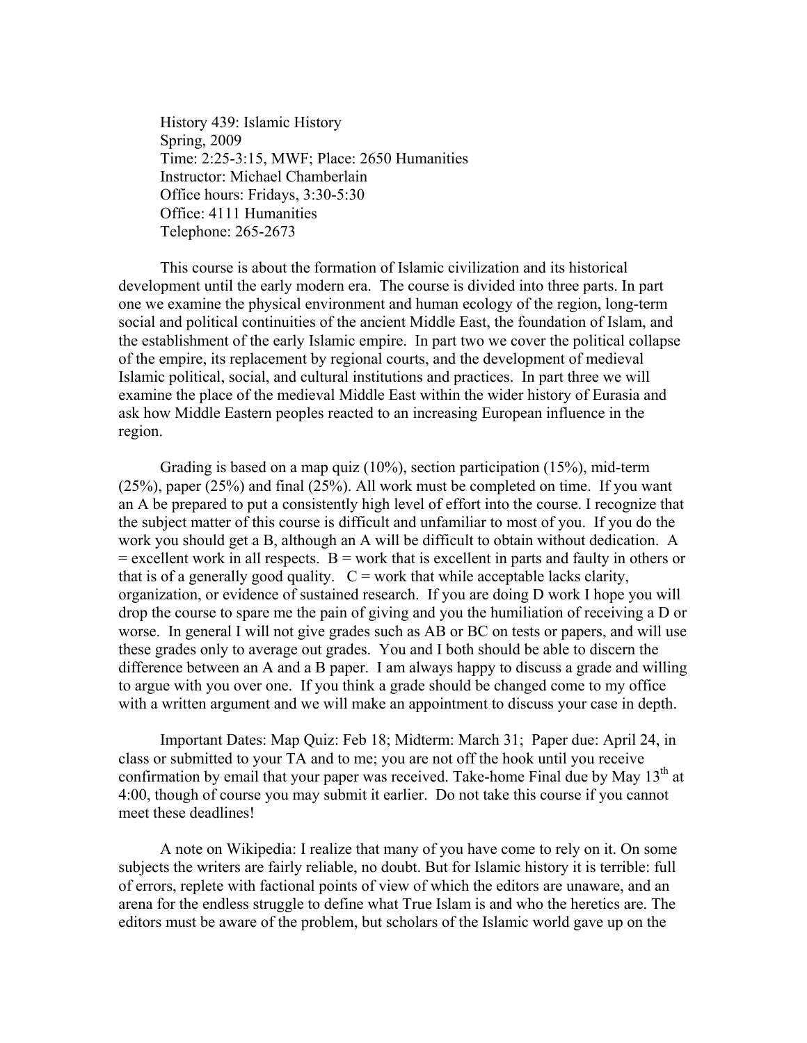History 439: Islamic History
Spring, 2009
Time: 2:25-3:15, MWF; Place: 2650 Humanities
Instructor: Michael Chamberlain
Office hours: Fridays, 3:30-5:30
Office: 4111 Humanities
Telephone: 265-2673

This course is about the formation of Islamic civilization and its historical development until the early modern era. The course is divided into three parts. In part one we examine the physical environment and human ecology of the region, long-term social and political continuities of the ancient Middle East, the foundation of Islam, and the establishment of the early Islamic empire. In part two we cover the political collapse of the empire, its replacement by regional courts, and the development of medieval Islamic political, social, and cultural institutions and practices. In part three we will examine the place of the medieval Middle East within the wider history of Eurasia and ask how Middle Eastern peoples reacted to an increasing European influence in the region.

Grading is based on a map quiz (10%), section participation (15%), mid-term (25%), paper (25%) and final (25%). All work must be completed on time. If you want an A be prepared to put a consistently high level of effort into the course. I recognize that the subject matter of this course is difficult and unfamiliar to most of you. If you do the work you should get a B, although an A will be difficult to obtain without dedication. A = excellent work in all respects. B = work that is excellent in parts and faulty in others or that is of a generally good quality. C = work that while acceptable lacks clarity, organization, or evidence of sustained research. If you are doing D work I hope you will drop the course to spare me the pain of giving and you the humiliation of receiving a D or worse. In general I will not give grades such as AB or BC on tests or papers, and will use these grades only to average out grades. You and I both should be able to discern the difference between an A and a B paper. I am always happy to discuss a grade and willing to argue with you over one. If you think a grade should be changed come to my office with a written argument and we will make an appointment to discuss your case in depth.

Important Dates: Map Quiz: Feb 18; Midterm: March 31; Paper due: April 24, in class or submitted to your TA and to me; you are not off the hook until you receive confirmation by email that your paper was received. Take-home Final due by May 13th at 4:00, though of course you may submit it earlier. Do not take this course if you cannot meet these deadlines!

A note on Wikipedia: I realize that many of you have come to rely on it. On some subjects the writers are fairly reliable, no doubt. But for Islamic history it is terrible: full of errors, replete with factional points of view of which the editors are unaware, and an arena for the endless struggle to define what True Islam is and who the heretics are. The editors must be aware of the problem, but scholars of the Islamic world gave up on the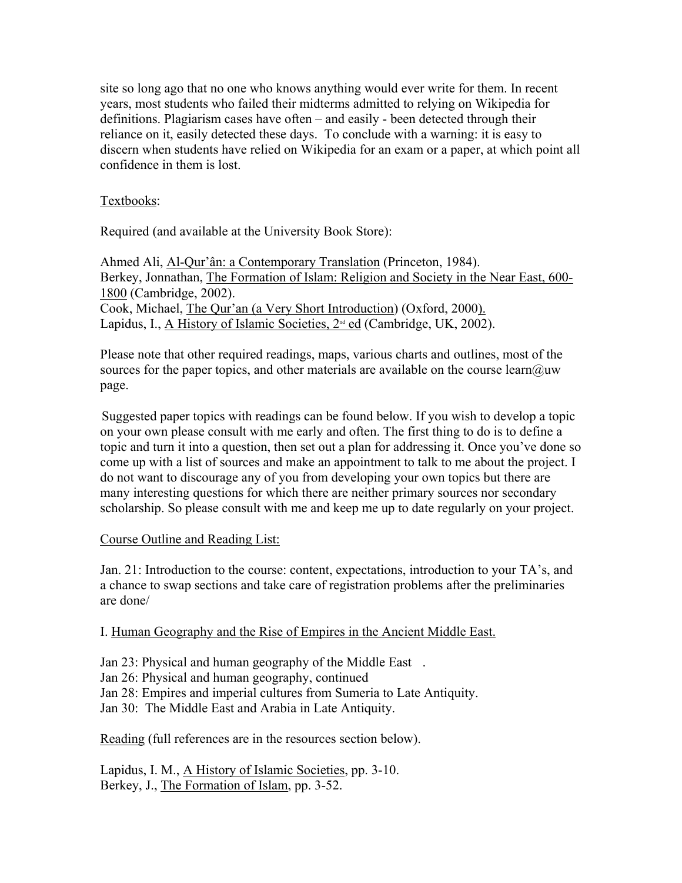site so long ago that no one who knows anything would ever write for them. In recent years, most students who failed their midterms admitted to relying on Wikipedia for definitions. Plagiarism cases have often – and easily - been detected through their reliance on it, easily detected these days. To conclude with a warning: it is easy to discern when students have relied on Wikipedia for an exam or a paper, at which point all confidence in them is lost.

Textbooks:

Required (and available at the University Book Store):

Ahmed Ali, Al-Qur'ân: a Contemporary Translation (Princeton, 1984).
Berkey, Jonnathan, The Formation of Islam: Religion and Society in the Near East, 600-1800 (Cambridge, 2002).
Cook, Michael, The Qur'an (a Very Short Introduction) (Oxford, 2000).
Lapidus, I., A History of Islamic Societies, 2nd ed (Cambridge, UK, 2002).

Please note that other required readings, maps, various charts and outlines, most of the sources for the paper topics, and other materials are available on the course learn@uw page.

Suggested paper topics with readings can be found below. If you wish to develop a topic on your own please consult with me early and often. The first thing to do is to define a topic and turn it into a question, then set out a plan for addressing it. Once you've done so come up with a list of sources and make an appointment to talk to me about the project. I do not want to discourage any of you from developing your own topics but there are many interesting questions for which there are neither primary sources nor secondary scholarship. So please consult with me and keep me up to date regularly on your project.

Course Outline and Reading List:

Jan. 21: Introduction to the course: content, expectations, introduction to your TA's, and a chance to swap sections and take care of registration problems after the preliminaries are done/

I. Human Geography and the Rise of Empires in the Ancient Middle East.

Jan 23: Physical and human geography of the Middle East .
Jan 26: Physical and human geography, continued
Jan 28: Empires and imperial cultures from Sumeria to Late Antiquity.
Jan 30: The Middle East and Arabia in Late Antiquity.

Reading (full references are in the resources section below).

Lapidus, I. M., A History of Islamic Societies, pp. 3-10.
Berkey, J., The Formation of Islam, pp. 3-52.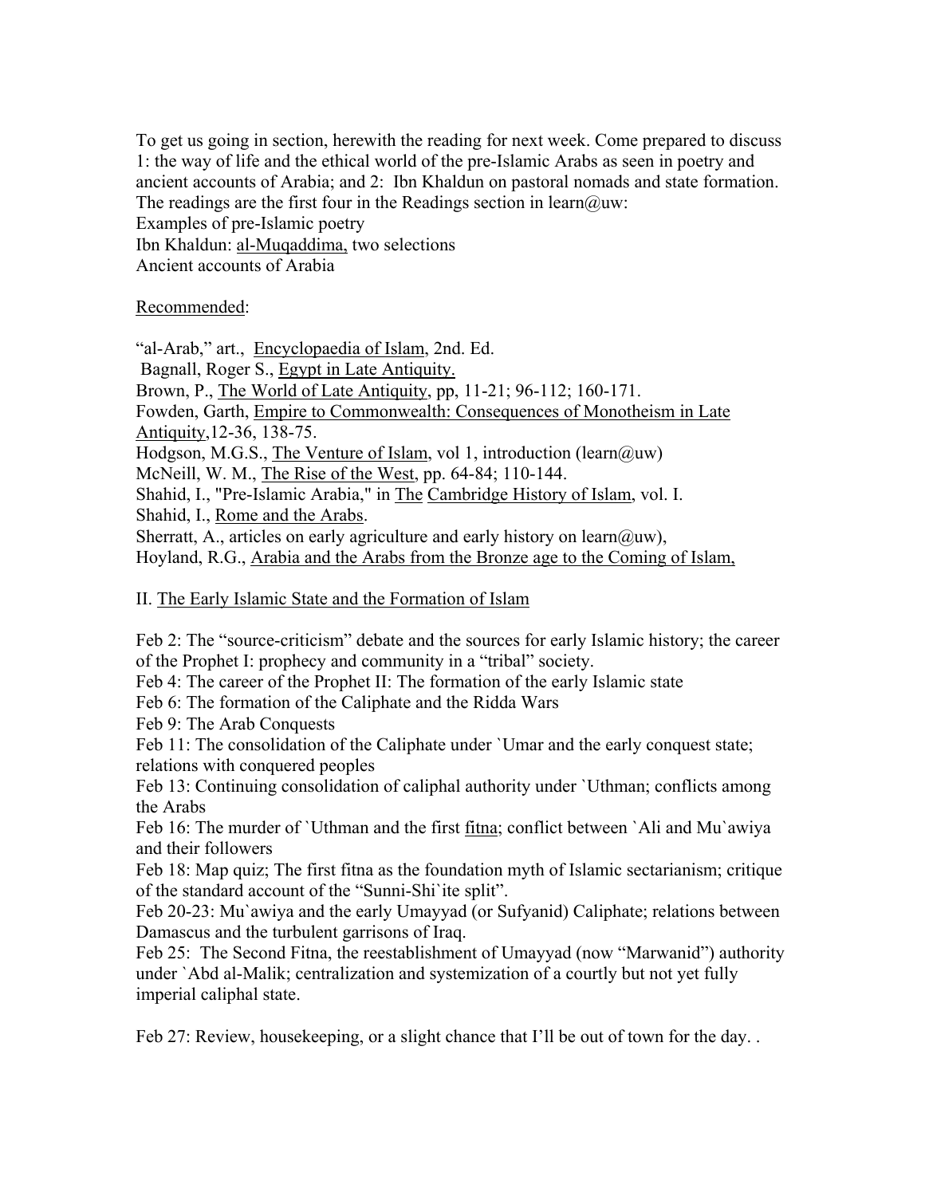To get us going in section, herewith the reading for next week. Come prepared to discuss 1: the way of life and the ethical world of the pre-Islamic Arabs as seen in poetry and ancient accounts of Arabia; and 2: Ibn Khaldun on pastoral nomads and state formation. The readings are the first four in the Readings section in learn@uw:
Examples of pre-Islamic poetry
Ibn Khaldun: al-Muqaddima, two selections
Ancient accounts of Arabia

Recommended:

"al-Arab," art., Encyclopaedia of Islam, 2nd. Ed.
Bagnall, Roger S., Egypt in Late Antiquity.
Brown, P., The World of Late Antiquity, pp, 11-21; 96-112; 160-171.
Fowden, Garth, Empire to Commonwealth: Consequences of Monotheism in Late Antiquity,12-36, 138-75.
Hodgson, M.G.S., The Venture of Islam, vol 1, introduction (learn@uw)
McNeill, W. M., The Rise of the West, pp. 64-84; 110-144.
Shahid, I., "Pre-Islamic Arabia," in The Cambridge History of Islam, vol. I.
Shahid, I., Rome and the Arabs.
Sherratt, A., articles on early agriculture and early history on learn@uw),
Hoyland, R.G., Arabia and the Arabs from the Bronze age to the Coming of Islam,

## II. The Early Islamic State and the Formation of Islam

Feb 2: The "source-criticism" debate and the sources for early Islamic history; the career of the Prophet I: prophecy and community in a "tribal" society.
Feb 4: The career of the Prophet II: The formation of the early Islamic state
Feb 6: The formation of the Caliphate and the Ridda Wars
Feb 9: The Arab Conquests
Feb 11: The consolidation of the Caliphate under `Umar and the early conquest state; relations with conquered peoples
Feb 13: Continuing consolidation of caliphal authority under `Uthman; conflicts among the Arabs
Feb 16: The murder of `Uthman and the first fitna; conflict between `Ali and Mu`awiya and their followers
Feb 18: Map quiz; The first fitna as the foundation myth of Islamic sectarianism; critique of the standard account of the "Sunni-Shi`ite split".
Feb 20-23: Mu`awiya and the early Umayyad (or Sufyanid) Caliphate; relations between Damascus and the turbulent garrisons of Iraq.
Feb 25: The Second Fitna, the reestablishment of Umayyad (now "Marwanid") authority under `Abd al-Malik; centralization and systemization of a courtly but not yet fully imperial caliphal state.

Feb 27: Review, housekeeping, or a slight chance that I'll be out of town for the day. .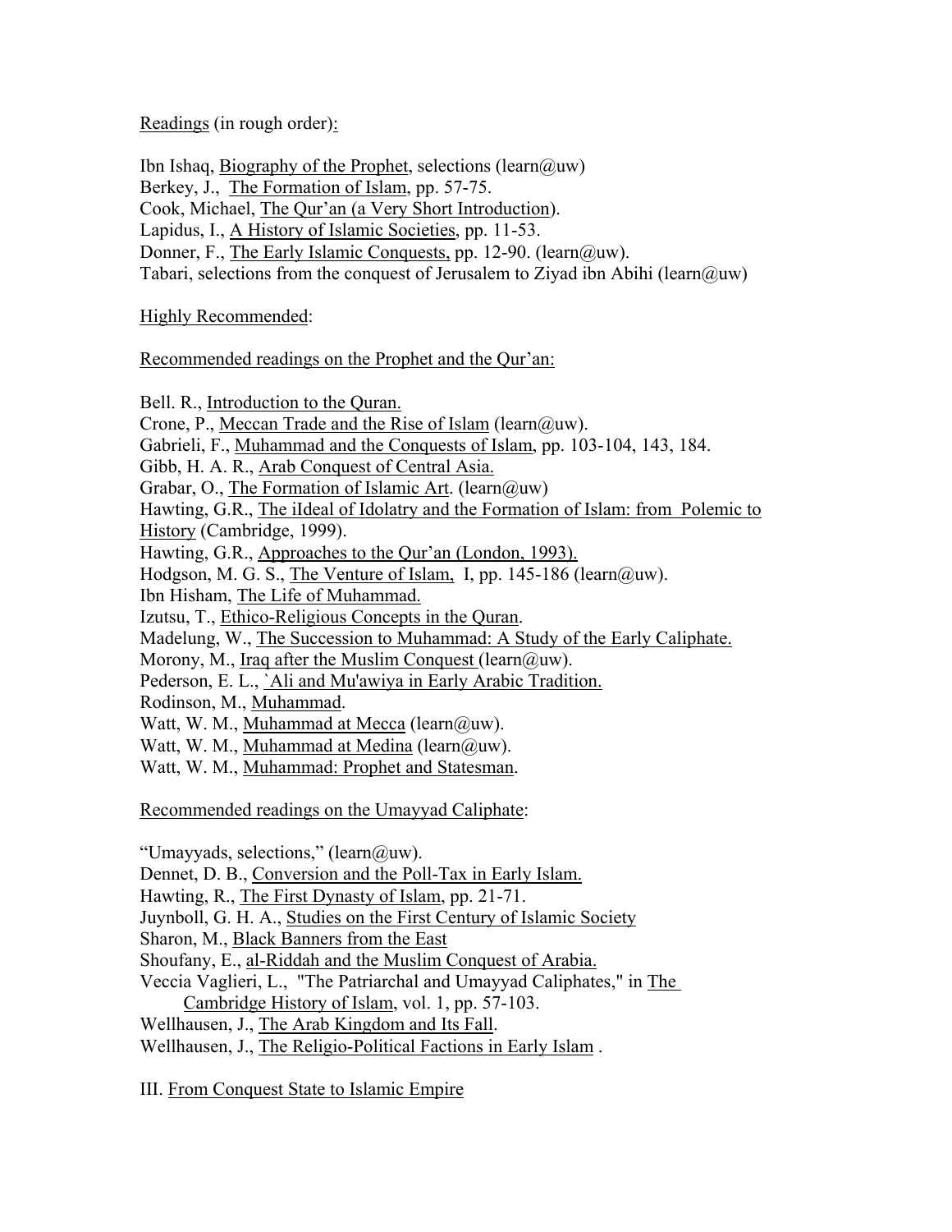Readings (in rough order):

Ibn Ishaq, Biography of the Prophet, selections (learn@uw)
Berkey, J., The Formation of Islam, pp. 57-75.
Cook, Michael, The Qur'an (a Very Short Introduction).
Lapidus, I., A History of Islamic Societies, pp. 11-53.
Donner, F., The Early Islamic Conquests, pp. 12-90. (learn@uw).
Tabari, selections from the conquest of Jerusalem to Ziyad ibn Abihi (learn@uw)

Highly Recommended:

Recommended readings on the Prophet and the Qur'an:

Bell. R., Introduction to the Quran.
Crone, P., Meccan Trade and the Rise of Islam (learn@uw).
Gabrieli, F., Muhammad and the Conquests of Islam, pp. 103-104, 143, 184.
Gibb, H. A. R., Arab Conquest of Central Asia.
Grabar, O., The Formation of Islamic Art. (learn@uw)
Hawting, G.R., The iIdeal of Idolatry and the Formation of Islam: from Polemic to History (Cambridge, 1999).
Hawting, G.R., Approaches to the Qur'an (London, 1993).
Hodgson, M. G. S., The Venture of Islam, I, pp. 145-186 (learn@uw).
Ibn Hisham, The Life of Muhammad.
Izutsu, T., Ethico-Religious Concepts in the Quran.
Madelung, W., The Succession to Muhammad: A Study of the Early Caliphate.
Morony, M., Iraq after the Muslim Conquest (learn@uw).
Pederson, E. L., `Ali and Mu'awiya in Early Arabic Tradition.
Rodinson, M., Muhammad.
Watt, W. M., Muhammad at Mecca (learn@uw).
Watt, W. M., Muhammad at Medina (learn@uw).
Watt, W. M., Muhammad: Prophet and Statesman.

Recommended readings on the Umayyad Caliphate:

"Umayyads, selections," (learn@uw).
Dennet, D. B., Conversion and the Poll-Tax in Early Islam.
Hawting, R., The First Dynasty of Islam, pp. 21-71.
Juynboll, G. H. A., Studies on the First Century of Islamic Society
Sharon, M., Black Banners from the East
Shoufany, E., al-Riddah and the Muslim Conquest of Arabia.
Veccia Vaglieri, L., "The Patriarchal and Umayyad Caliphates," in The Cambridge History of Islam, vol. 1, pp. 57-103.
Wellhausen, J., The Arab Kingdom and Its Fall.
Wellhausen, J., The Religio-Political Factions in Early Islam .

III. From Conquest State to Islamic Empire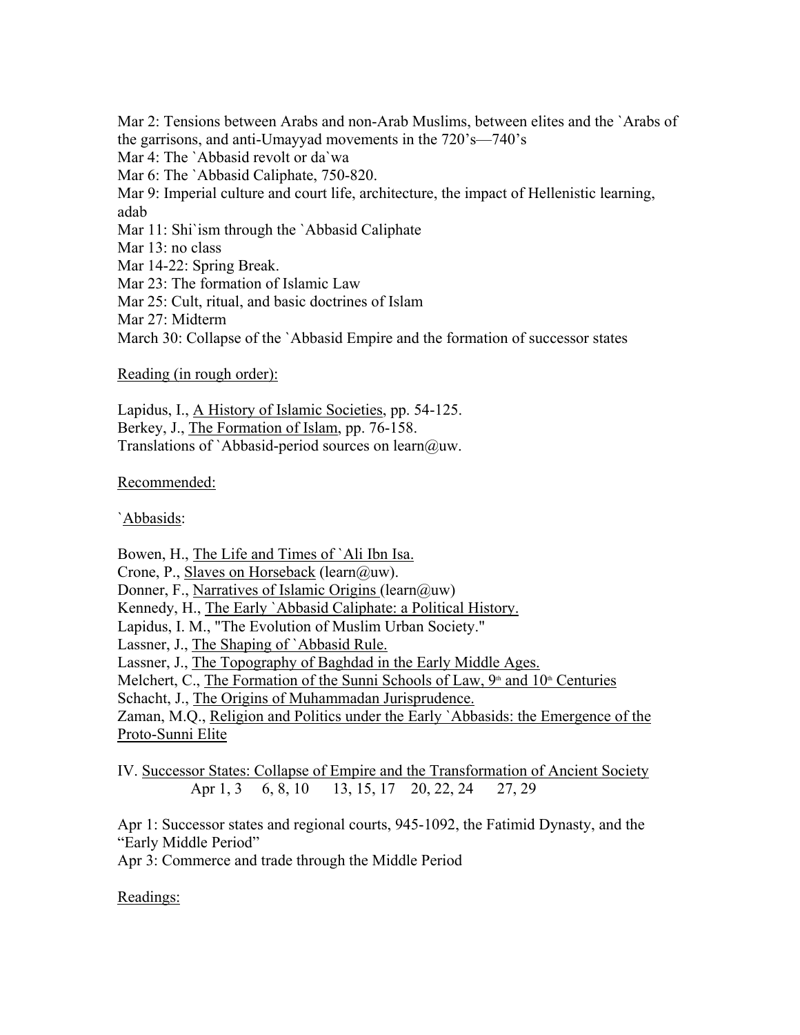Mar 2: Tensions between Arabs and non-Arab Muslims, between elites and the `Arabs of the garrisons, and anti-Umayyad movements in the 720's—740's
Mar 4: The `Abbasid revolt or da`wa
Mar 6: The `Abbasid Caliphate, 750-820.
Mar 9: Imperial culture and court life, architecture, the impact of Hellenistic learning, adab
Mar 11: Shi`ism through the `Abbasid Caliphate
Mar 13: no class
Mar 14-22: Spring Break.
Mar 23: The formation of Islamic Law
Mar 25: Cult, ritual, and basic doctrines of Islam
Mar 27: Midterm
March 30: Collapse of the `Abbasid Empire and the formation of successor states

<u>Reading (in rough order):</u>

Lapidus, I., <u>A History of Islamic Societies</u>, pp. 54-125.
Berkey, J., <u>The Formation of Islam</u>, pp. 76-158.
Translations of `Abbasid-period sources on learn@uw.

<u>Recommended:</u>

<u>`Abbasids</u>:

Bowen, H., <u>The Life and Times of `Ali Ibn Isa.</u>
Crone, P., <u>Slaves on Horseback</u> (learn@uw).
Donner, F., <u>Narratives of Islamic Origins</u> (learn@uw)
Kennedy, H., <u>The Early `Abbasid Caliphate: a Political History.</u>
Lapidus, I. M., "The Evolution of Muslim Urban Society."
Lassner, J., <u>The Shaping of `Abbasid Rule.</u>
Lassner, J., <u>The Topography of Baghdad in the Early Middle Ages.</u>
Melchert, C., <u>The Formation of the Sunni Schools of Law, 9th and 10th Centuries</u>
Schacht, J., <u>The Origins of Muhammadan Jurisprudence.</u>
Zaman, M.Q., <u>Religion and Politics under the Early `Abbasids: the Emergence of the Proto-Sunni Elite</u>

IV. <u>Successor States: Collapse of Empire and the Transformation of Ancient Society</u>
Apr 1, 3 &nbsp;&nbsp; 6, 8, 10 &nbsp;&nbsp; 13, 15, 17 &nbsp;&nbsp; 20, 22, 24 &nbsp;&nbsp; 27, 29

Apr 1: Successor states and regional courts, 945-1092, the Fatimid Dynasty, and the "Early Middle Period"
Apr 3: Commerce and trade through the Middle Period

<u>Readings:</u>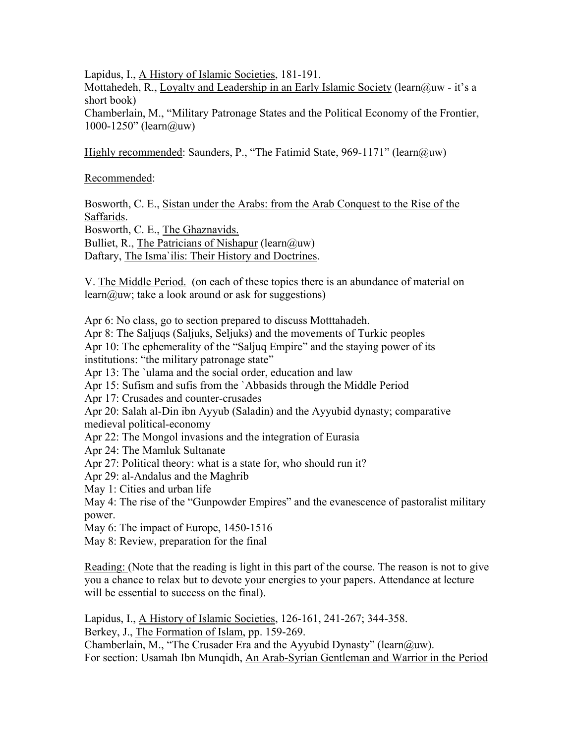Lapidus, I., <u>A History of Islamic Societies</u>, 181-191.
Mottahedeh, R., <u>Loyalty and Leadership in an Early Islamic Society</u> (learn@uw - it's a short book)
Chamberlain, M., "Military Patronage States and the Political Economy of the Frontier, 1000-1250" (learn@uw)

<u>Highly recommended</u>: Saunders, P., "The Fatimid State, 969-1171" (learn@uw)

<u>Recommended</u>:

Bosworth, C. E., <u>Sistan under the Arabs: from the Arab Conquest to the Rise of the Saffarids</u>.
Bosworth, C. E., <u>The Ghaznavids.</u>
Bulliet, R., <u>The Patricians of Nishapur</u> (learn@uw)
Daftary, <u>The Isma`ilis: Their History and Doctrines</u>.

V. <u>The Middle Period.</u> (on each of these topics there is an abundance of material on learn@uw; take a look around or ask for suggestions)

Apr 6: No class, go to section prepared to discuss Motttahedeh.
Apr 8: The Saljuqs (Saljuks, Seljuks) and the movements of Turkic peoples
Apr 10: The ephemerality of the "Saljuq Empire" and the staying power of its institutions: "the military patronage state"
Apr 13: The `ulama and the social order, education and law
Apr 15: Sufism and sufis from the `Abbasids through the Middle Period
Apr 17: Crusades and counter-crusades
Apr 20: Salah al-Din ibn Ayyub (Saladin) and the Ayyubid dynasty; comparative medieval political-economy
Apr 22: The Mongol invasions and the integration of Eurasia
Apr 24: The Mamluk Sultanate
Apr 27: Political theory: what is a state for, who should run it?
Apr 29: al-Andalus and the Maghrib
May 1: Cities and urban life
May 4: The rise of the "Gunpowder Empires" and the evanescence of pastoralist military power.
May 6: The impact of Europe, 1450-1516
May 8: Review, preparation for the final

<u>Reading:</u> (Note that the reading is light in this part of the course. The reason is not to give you a chance to relax but to devote your energies to your papers. Attendance at lecture will be essential to success on the final).

Lapidus, I., <u>A History of Islamic Societies</u>, 126-161, 241-267; 344-358.
Berkey, J., <u>The Formation of Islam</u>, pp. 159-269.
Chamberlain, M., "The Crusader Era and the Ayyubid Dynasty" (learn@uw).
For section: Usamah Ibn Munqidh, <u>An Arab-Syrian Gentleman and Warrior in the Period</u>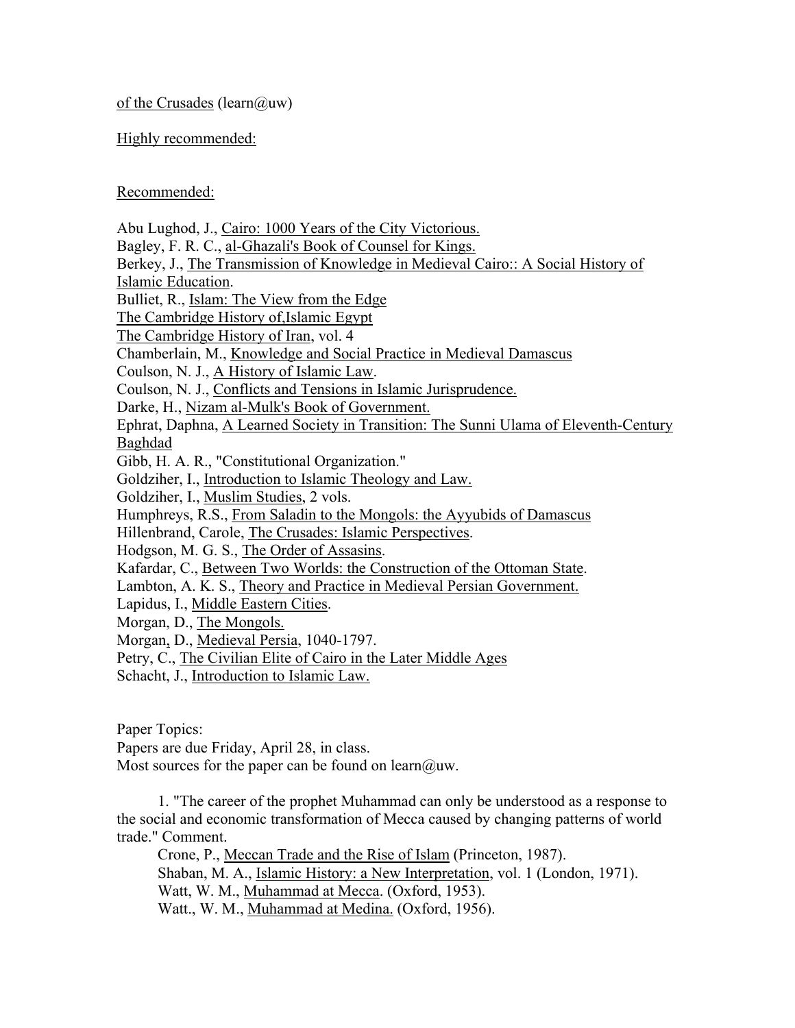of the Crusades (learn@uw)

Highly recommended:

Recommended:

Abu Lughod, J., Cairo: 1000 Years of the City Victorious.  
Bagley, F. R. C., al-Ghazali's Book of Counsel for Kings.  
Berkey, J., The Transmission of Knowledge in Medieval Cairo:: A Social History of Islamic Education.  
Bulliet, R., Islam: The View from the Edge  
The Cambridge History of,Islamic Egypt  
The Cambridge History of Iran, vol. 4  
Chamberlain, M., Knowledge and Social Practice in Medieval Damascus  
Coulson, N. J., A History of Islamic Law.  
Coulson, N. J., Conflicts and Tensions in Islamic Jurisprudence.  
Darke, H., Nizam al-Mulk's Book of Government.  
Ephrat, Daphna, A Learned Society in Transition: The Sunni Ulama of Eleventh-Century Baghdad  
Gibb, H. A. R., "Constitutional Organization."  
Goldziher, I., Introduction to Islamic Theology and Law.  
Goldziher, I., Muslim Studies, 2 vols.  
Humphreys, R.S., From Saladin to the Mongols: the Ayyubids of Damascus  
Hillenbrand, Carole, The Crusades: Islamic Perspectives.  
Hodgson, M. G. S., The Order of Assasins.  
Kafardar, C., Between Two Worlds: the Construction of the Ottoman State.  
Lambton, A. K. S., Theory and Practice in Medieval Persian Government.  
Lapidus, I., Middle Eastern Cities.  
Morgan, D., The Mongols.  
Morgan, D., Medieval Persia, 1040-1797.  
Petry, C., The Civilian Elite of Cairo in the Later Middle Ages  
Schacht, J., Introduction to Islamic Law.

Paper Topics:  
Papers are due Friday, April 28, in class.  
Most sources for the paper can be found on learn@uw.

1. "The career of the prophet Muhammad can only be understood as a response to the social and economic transformation of Mecca caused by changing patterns of world trade." Comment.

   Crone, P., Meccan Trade and the Rise of Islam (Princeton, 1987).  
   Shaban, M. A., Islamic History: a New Interpretation, vol. 1 (London, 1971).  
   Watt, W. M., Muhammad at Mecca. (Oxford, 1953).  
   Watt., W. M., Muhammad at Medina. (Oxford, 1956).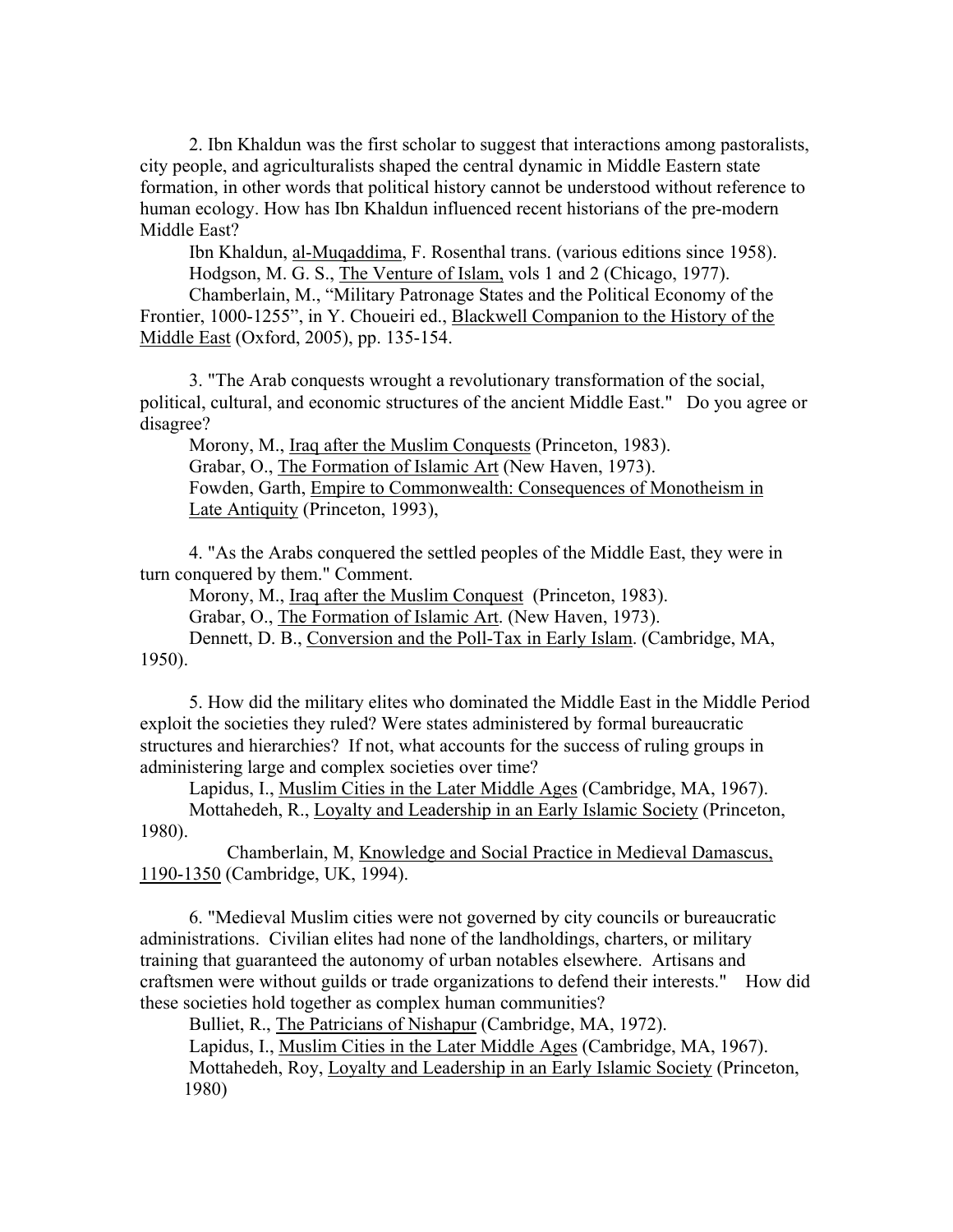2. Ibn Khaldun was the first scholar to suggest that interactions among pastoralists, city people, and agriculturalists shaped the central dynamic in Middle Eastern state formation, in other words that political history cannot be understood without reference to human ecology. How has Ibn Khaldun influenced recent historians of the pre-modern Middle East?

Ibn Khaldun, <u>al-Muqaddima</u>, F. Rosenthal trans. (various editions since 1958).

Hodgson, M. G. S., <u>The Venture of Islam,</u> vols 1 and 2 (Chicago, 1977).

Chamberlain, M., "Military Patronage States and the Political Economy of the Frontier, 1000-1255", in Y. Choueiri ed., <u>Blackwell Companion to the History of the Middle East</u> (Oxford, 2005), pp. 135-154.

3. "The Arab conquests wrought a revolutionary transformation of the social, political, cultural, and economic structures of the ancient Middle East." Do you agree or disagree?

Morony, M., <u>Iraq after the Muslim Conquests</u> (Princeton, 1983).

Grabar, O., <u>The Formation of Islamic Art</u> (New Haven, 1973).

Fowden, Garth, <u>Empire to Commonwealth: Consequences of Monotheism in Late Antiquity</u> (Princeton, 1993),

4. "As the Arabs conquered the settled peoples of the Middle East, they were in turn conquered by them." Comment.

Morony, M., <u>Iraq after the Muslim Conquest</u> (Princeton, 1983).

Grabar, O., <u>The Formation of Islamic Art</u>. (New Haven, 1973).

Dennett, D. B., <u>Conversion and the Poll-Tax in Early Islam</u>. (Cambridge, MA, 1950).

5. How did the military elites who dominated the Middle East in the Middle Period exploit the societies they ruled? Were states administered by formal bureaucratic structures and hierarchies? If not, what accounts for the success of ruling groups in administering large and complex societies over time?

Lapidus, I., <u>Muslim Cities in the Later Middle Ages</u> (Cambridge, MA, 1967).

Mottahedeh, R., <u>Loyalty and Leadership in an Early Islamic Society</u> (Princeton, 1980).

Chamberlain, M, <u>Knowledge and Social Practice in Medieval Damascus, 1190-1350</u> (Cambridge, UK, 1994).

6. "Medieval Muslim cities were not governed by city councils or bureaucratic administrations. Civilian elites had none of the landholdings, charters, or military training that guaranteed the autonomy of urban notables elsewhere. Artisans and craftsmen were without guilds or trade organizations to defend their interests." How did these societies hold together as complex human communities?

Bulliet, R., <u>The Patricians of Nishapur</u> (Cambridge, MA, 1972).

Lapidus, I., <u>Muslim Cities in the Later Middle Ages</u> (Cambridge, MA, 1967).

Mottahedeh, Roy, <u>Loyalty and Leadership in an Early Islamic Society</u> (Princeton, 1980)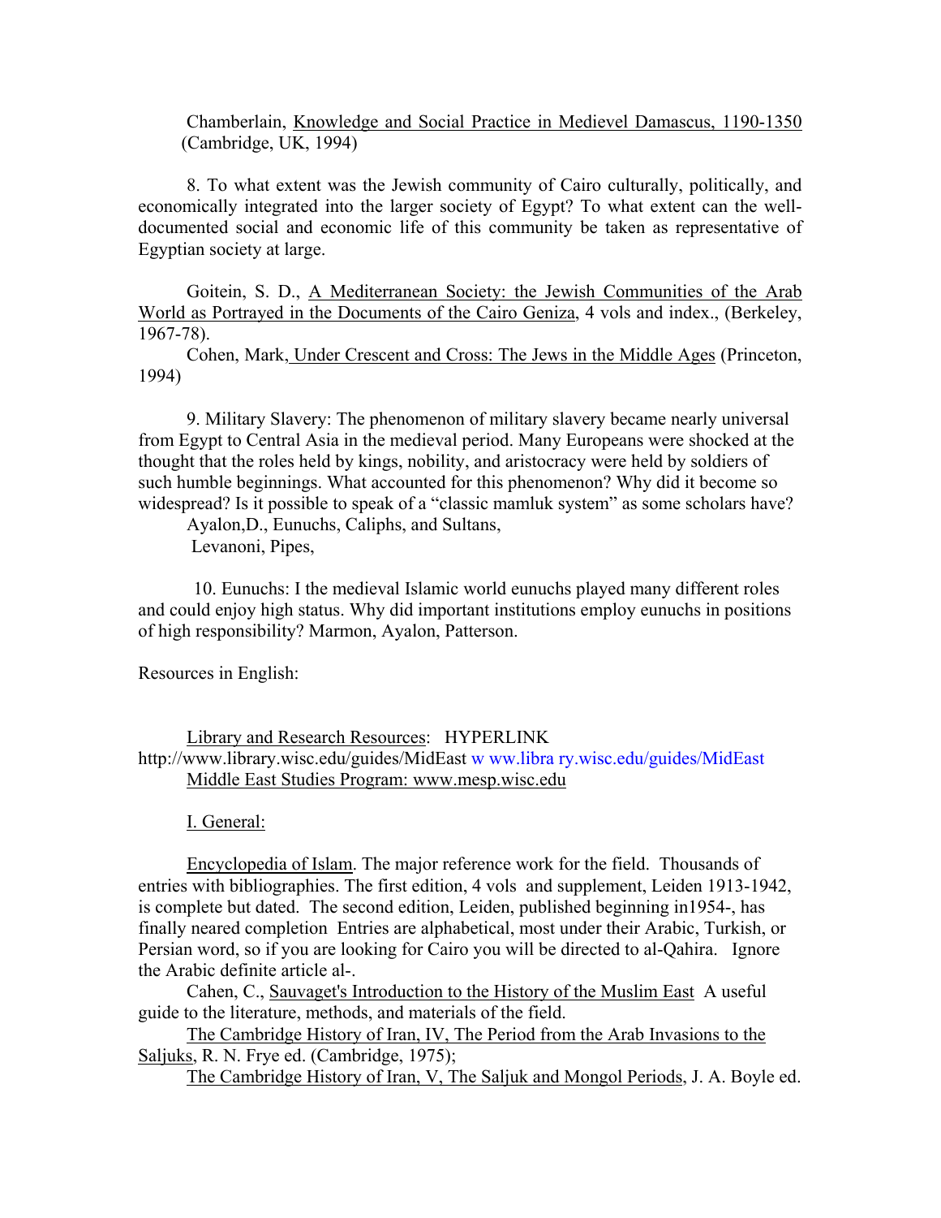Chamberlain, Knowledge and Social Practice in Medievel Damascus, 1190-1350 (Cambridge, UK, 1994)

8. To what extent was the Jewish community of Cairo culturally, politically, and economically integrated into the larger society of Egypt? To what extent can the well-documented social and economic life of this community be taken as representative of Egyptian society at large.

Goitein, S. D., A Mediterranean Society: the Jewish Communities of the Arab World as Portrayed in the Documents of the Cairo Geniza, 4 vols and index., (Berkeley, 1967-78).

Cohen, Mark, Under Crescent and Cross: The Jews in the Middle Ages (Princeton, 1994)

9. Military Slavery: The phenomenon of military slavery became nearly universal from Egypt to Central Asia in the medieval period. Many Europeans were shocked at the thought that the roles held by kings, nobility, and aristocracy were held by soldiers of such humble beginnings. What accounted for this phenomenon? Why did it become so widespread? Is it possible to speak of a "classic mamluk system" as some scholars have?

Ayalon,D., Eunuchs, Caliphs, and Sultans,

Levanoni, Pipes,

10. Eunuchs: I the medieval Islamic world eunuchs played many different roles and could enjoy high status. Why did important institutions employ eunuchs in positions of high responsibility? Marmon, Ayalon, Patterson.

Resources in English:

Library and Research Resources: HYPERLINK http://www.library.wisc.edu/guides/MidEast www.library.wisc.edu/guides/MidEast

Middle East Studies Program: www.mesp.wisc.edu

I. General:

Encyclopedia of Islam. The major reference work for the field. Thousands of entries with bibliographies. The first edition, 4 vols and supplement, Leiden 1913-1942, is complete but dated. The second edition, Leiden, published beginning in1954-, has finally neared completion Entries are alphabetical, most under their Arabic, Turkish, or Persian word, so if you are looking for Cairo you will be directed to al-Qahira. Ignore the Arabic definite article al-.

Cahen, C., Sauvaget's Introduction to the History of the Muslim East A useful guide to the literature, methods, and materials of the field.

The Cambridge History of Iran, IV, The Period from the Arab Invasions to the Saljuks, R. N. Frye ed. (Cambridge, 1975);

The Cambridge History of Iran, V, The Saljuk and Mongol Periods, J. A. Boyle ed.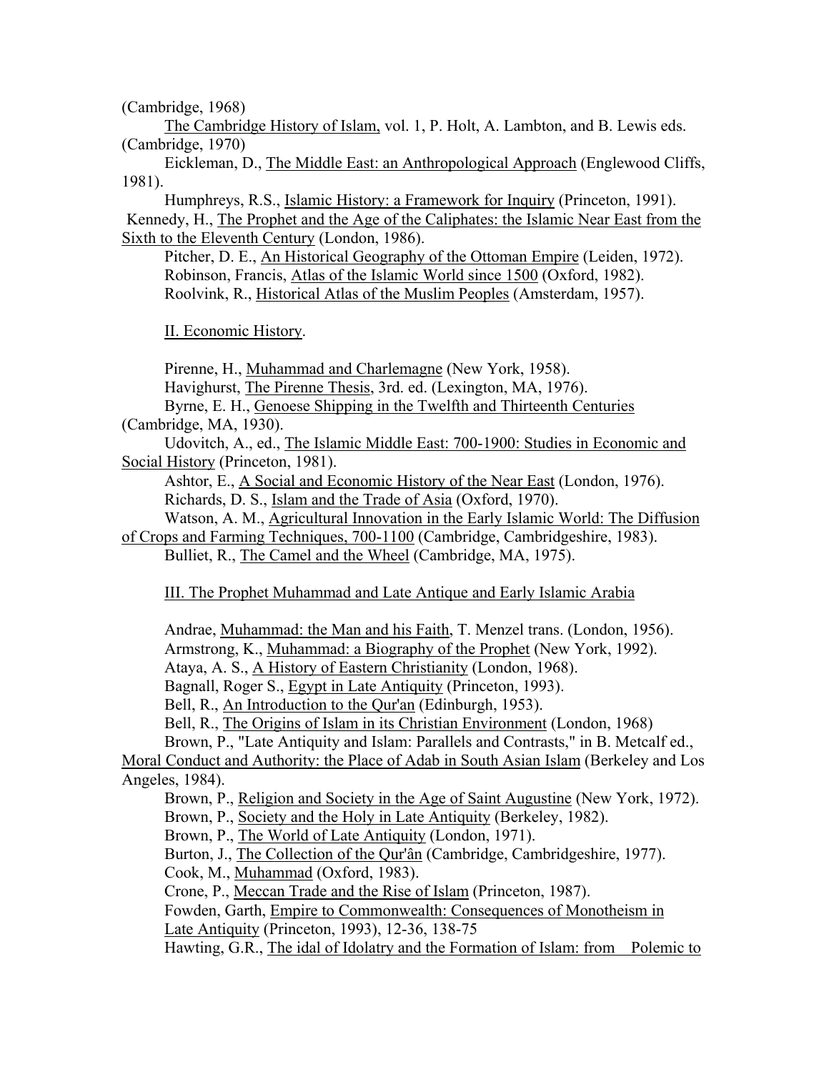(Cambridge, 1968)

The Cambridge History of Islam, vol. 1, P. Holt, A. Lambton, and B. Lewis eds. (Cambridge, 1970)

Eickleman, D., The Middle East: an Anthropological Approach (Englewood Cliffs, 1981).

Humphreys, R.S., Islamic History: a Framework for Inquiry (Princeton, 1991).

Kennedy, H., The Prophet and the Age of the Caliphates: the Islamic Near East from the Sixth to the Eleventh Century (London, 1986).

Pitcher, D. E., An Historical Geography of the Ottoman Empire (Leiden, 1972).

Robinson, Francis, Atlas of the Islamic World since 1500 (Oxford, 1982).

Roolvink, R., Historical Atlas of the Muslim Peoples (Amsterdam, 1957).

## II. Economic History.

Pirenne, H., Muhammad and Charlemagne (New York, 1958).

Havighurst, The Pirenne Thesis, 3rd. ed. (Lexington, MA, 1976).

Byrne, E. H., Genoese Shipping in the Twelfth and Thirteenth Centuries (Cambridge, MA, 1930).

Udovitch, A., ed., The Islamic Middle East: 700-1900: Studies in Economic and Social History (Princeton, 1981).

Ashtor, E., A Social and Economic History of the Near East (London, 1976).

Richards, D. S., Islam and the Trade of Asia (Oxford, 1970).

Watson, A. M., Agricultural Innovation in the Early Islamic World: The Diffusion of Crops and Farming Techniques, 700-1100 (Cambridge, Cambridgeshire, 1983).

Bulliet, R., The Camel and the Wheel (Cambridge, MA, 1975).

## III. The Prophet Muhammad and Late Antique and Early Islamic Arabia

Andrae, Muhammad: the Man and his Faith, T. Menzel trans. (London, 1956).

Armstrong, K., Muhammad: a Biography of the Prophet (New York, 1992).

Ataya, A. S., A History of Eastern Christianity (London, 1968).

Bagnall, Roger S., Egypt in Late Antiquity (Princeton, 1993).

Bell, R., An Introduction to the Qur'an (Edinburgh, 1953).

Bell, R., The Origins of Islam in its Christian Environment (London, 1968)

Brown, P., "Late Antiquity and Islam: Parallels and Contrasts," in B. Metcalf ed., Moral Conduct and Authority: the Place of Adab in South Asian Islam (Berkeley and Los Angeles, 1984).

Brown, P., Religion and Society in the Age of Saint Augustine (New York, 1972).

Brown, P., Society and the Holy in Late Antiquity (Berkeley, 1982).

Brown, P., The World of Late Antiquity (London, 1971).

Burton, J., The Collection of the Qur'ân (Cambridge, Cambridgeshire, 1977).

Cook, M., Muhammad (Oxford, 1983).

Crone, P., Meccan Trade and the Rise of Islam (Princeton, 1987).

Fowden, Garth, Empire to Commonwealth: Consequences of Monotheism in Late Antiquity (Princeton, 1993), 12-36, 138-75

Hawting, G.R., The idal of Idolatry and the Formation of Islam: from Polemic to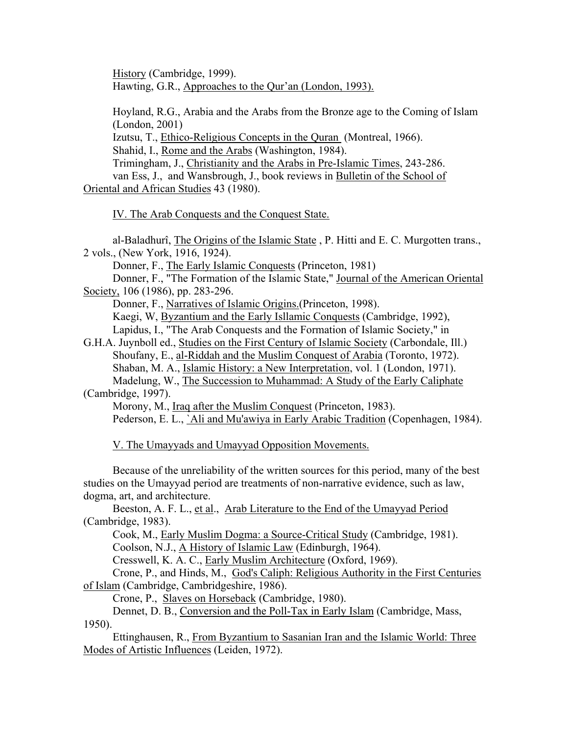History (Cambridge, 1999).

Hawting, G.R., Approaches to the Qur'an (London, 1993).

Hoyland, R.G., Arabia and the Arabs from the Bronze age to the Coming of Islam (London, 2001)

Izutsu, T., Ethico-Religious Concepts in the Quran (Montreal, 1966).

Shahid, I., Rome and the Arabs (Washington, 1984).

Trimingham, J., Christianity and the Arabs in Pre-Islamic Times, 243-286.

van Ess, J., and Wansbrough, J., book reviews in Bulletin of the School of Oriental and African Studies 43 (1980).

## IV. The Arab Conquests and the Conquest State.

al-Baladhurî, The Origins of the Islamic State , P. Hitti and E. C. Murgotten trans., 2 vols., (New York, 1916, 1924).

Donner, F., The Early Islamic Conquests (Princeton, 1981)

Donner, F., "The Formation of the Islamic State," Journal of the American Oriental Society, 106 (1986), pp. 283-296.

Donner, F., Narratives of Islamic Origins.(Princeton, 1998).

Kaegi, W, Byzantium and the Early Isllamic Conquests (Cambridge, 1992),

Lapidus, I., "The Arab Conquests and the Formation of Islamic Society," in G.H.A. Juynboll ed., Studies on the First Century of Islamic Society (Carbondale, Ill.)

Shoufany, E., al-Riddah and the Muslim Conquest of Arabia (Toronto, 1972).

Shaban, M. A., Islamic History: a New Interpretation, vol. 1 (London, 1971).

Madelung, W., The Succession to Muhammad: A Study of the Early Caliphate (Cambridge, 1997).

Morony, M., Iraq after the Muslim Conquest (Princeton, 1983).

Pederson, E. L., `Ali and Mu'awiya in Early Arabic Tradition (Copenhagen, 1984).

## V. The Umayyads and Umayyad Opposition Movements.

Because of the unreliability of the written sources for this period, many of the best studies on the Umayyad period are treatments of non-narrative evidence, such as law, dogma, art, and architecture.

Beeston, A. F. L., et al., Arab Literature to the End of the Umayyad Period (Cambridge, 1983).

Cook, M., Early Muslim Dogma: a Source-Critical Study (Cambridge, 1981).

Coolson, N.J., A History of Islamic Law (Edinburgh, 1964).

Cresswell, K. A. C., Early Muslim Architecture (Oxford, 1969).

Crone, P., and Hinds, M., God's Caliph: Religious Authority in the First Centuries of Islam (Cambridge, Cambridgeshire, 1986).

Crone, P., Slaves on Horseback (Cambridge, 1980).

Dennet, D. B., Conversion and the Poll-Tax in Early Islam (Cambridge, Mass, 1950).

Ettinghausen, R., From Byzantium to Sasanian Iran and the Islamic World: Three Modes of Artistic Influences (Leiden, 1972).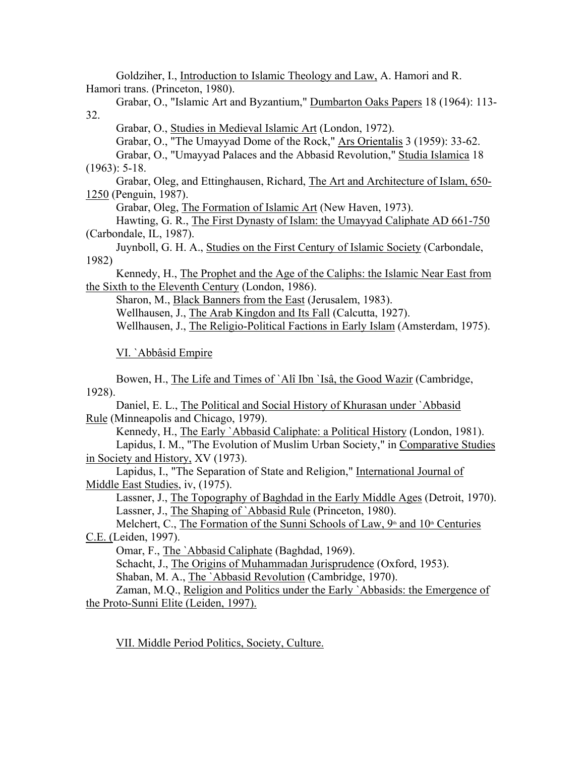Goldziher, I., Introduction to Islamic Theology and Law, A. Hamori and R. Hamori trans. (Princeton, 1980).

Grabar, O., "Islamic Art and Byzantium," Dumbarton Oaks Papers 18 (1964): 113-32.

Grabar, O., Studies in Medieval Islamic Art (London, 1972).

Grabar, O., "The Umayyad Dome of the Rock," Ars Orientalis 3 (1959): 33-62.

Grabar, O., "Umayyad Palaces and the Abbasid Revolution," Studia Islamica 18 (1963): 5-18.

Grabar, Oleg, and Ettinghausen, Richard, The Art and Architecture of Islam, 650-1250 (Penguin, 1987).

Grabar, Oleg, The Formation of Islamic Art (New Haven, 1973).

Hawting, G. R., The First Dynasty of Islam: the Umayyad Caliphate AD 661-750 (Carbondale, IL, 1987).

Juynboll, G. H. A., Studies on the First Century of Islamic Society (Carbondale, 1982)

Kennedy, H., The Prophet and the Age of the Caliphs: the Islamic Near East from the Sixth to the Eleventh Century (London, 1986).

Sharon, M., Black Banners from the East (Jerusalem, 1983).

Wellhausen, J., The Arab Kingdon and Its Fall (Calcutta, 1927).

Wellhausen, J., The Religio-Political Factions in Early Islam (Amsterdam, 1975).

## VI. `Abbâsid Empire

Bowen, H., The Life and Times of `Alî Ibn `Isâ, the Good Wazir (Cambridge, 1928).

Daniel, E. L., The Political and Social History of Khurasan under `Abbasid Rule (Minneapolis and Chicago, 1979).

Kennedy, H., The Early `Abbasid Caliphate: a Political History (London, 1981).

Lapidus, I. M., "The Evolution of Muslim Urban Society," in Comparative Studies in Society and History, XV (1973).

Lapidus, I., "The Separation of State and Religion," International Journal of Middle East Studies, iv, (1975).

Lassner, J., The Topography of Baghdad in the Early Middle Ages (Detroit, 1970).

Lassner, J., The Shaping of `Abbasid Rule (Princeton, 1980).

Melchert, C., The Formation of the Sunni Schools of Law, 9th and 10th Centuries C.E. (Leiden, 1997).

Omar, F., The `Abbasid Caliphate (Baghdad, 1969).

Schacht, J., The Origins of Muhammadan Jurisprudence (Oxford, 1953).

Shaban, M. A., The `Abbasid Revolution (Cambridge, 1970).

Zaman, M.Q., Religion and Politics under the Early `Abbasids: the Emergence of the Proto-Sunni Elite (Leiden, 1997).

## VII. Middle Period Politics, Society, Culture.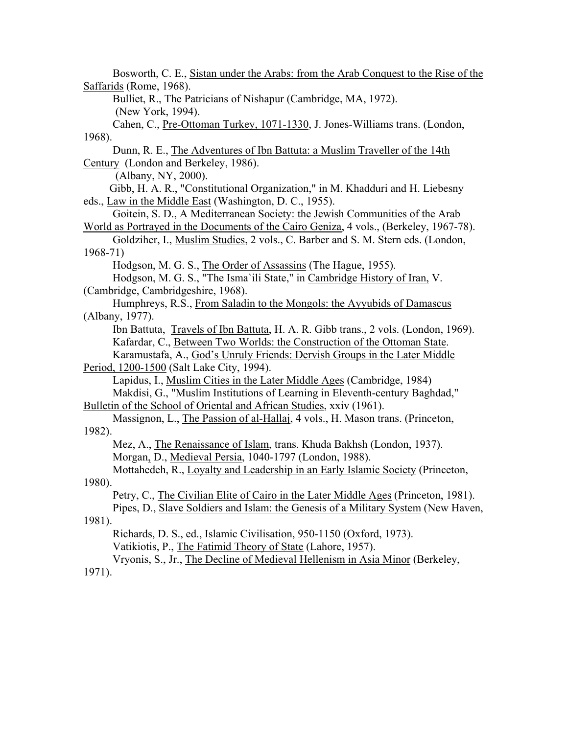Bosworth, C. E., Sistan under the Arabs: from the Arab Conquest to the Rise of the Saffarids (Rome, 1968).

Bulliet, R., The Patricians of Nishapur (Cambridge, MA, 1972).

(New York, 1994).

Cahen, C., Pre-Ottoman Turkey, 1071-1330, J. Jones-Williams trans. (London, 1968).

Dunn, R. E., The Adventures of Ibn Battuta: a Muslim Traveller of the 14th Century (London and Berkeley, 1986).

(Albany, NY, 2000).

Gibb, H. A. R., "Constitutional Organization," in M. Khadduri and H. Liebesny eds., Law in the Middle East (Washington, D. C., 1955).

Goitein, S. D., A Mediterranean Society: the Jewish Communities of the Arab World as Portrayed in the Documents of the Cairo Geniza, 4 vols., (Berkeley, 1967-78).

Goldziher, I., Muslim Studies, 2 vols., C. Barber and S. M. Stern eds. (London, 1968-71)

Hodgson, M. G. S., The Order of Assassins (The Hague, 1955).

Hodgson, M. G. S., "The Isma`ili State," in Cambridge History of Iran, V. (Cambridge, Cambridgeshire, 1968).

Humphreys, R.S., From Saladin to the Mongols: the Ayyubids of Damascus (Albany, 1977).

Ibn Battuta, Travels of Ibn Battuta, H. A. R. Gibb trans., 2 vols. (London, 1969).

Kafardar, C., Between Two Worlds: the Construction of the Ottoman State.

Karamustafa, A., God's Unruly Friends: Dervish Groups in the Later Middle Period, 1200-1500 (Salt Lake City, 1994).

Lapidus, I., Muslim Cities in the Later Middle Ages (Cambridge, 1984)

Makdisi, G., "Muslim Institutions of Learning in Eleventh-century Baghdad," Bulletin of the School of Oriental and African Studies, xxiv (1961).

Massignon, L., The Passion of al-Hallaj, 4 vols., H. Mason trans. (Princeton, 1982).

Mez, A., The Renaissance of Islam, trans. Khuda Bakhsh (London, 1937).

Morgan, D., Medieval Persia, 1040-1797 (London, 1988).

Mottahedeh, R., Loyalty and Leadership in an Early Islamic Society (Princeton, 1980).

Petry, C., The Civilian Elite of Cairo in the Later Middle Ages (Princeton, 1981).

Pipes, D., Slave Soldiers and Islam: the Genesis of a Military System (New Haven, 1981).

Richards, D. S., ed., Islamic Civilisation, 950-1150 (Oxford, 1973).

Vatikiotis, P., The Fatimid Theory of State (Lahore, 1957).

Vryonis, S., Jr., The Decline of Medieval Hellenism in Asia Minor (Berkeley, 1971).